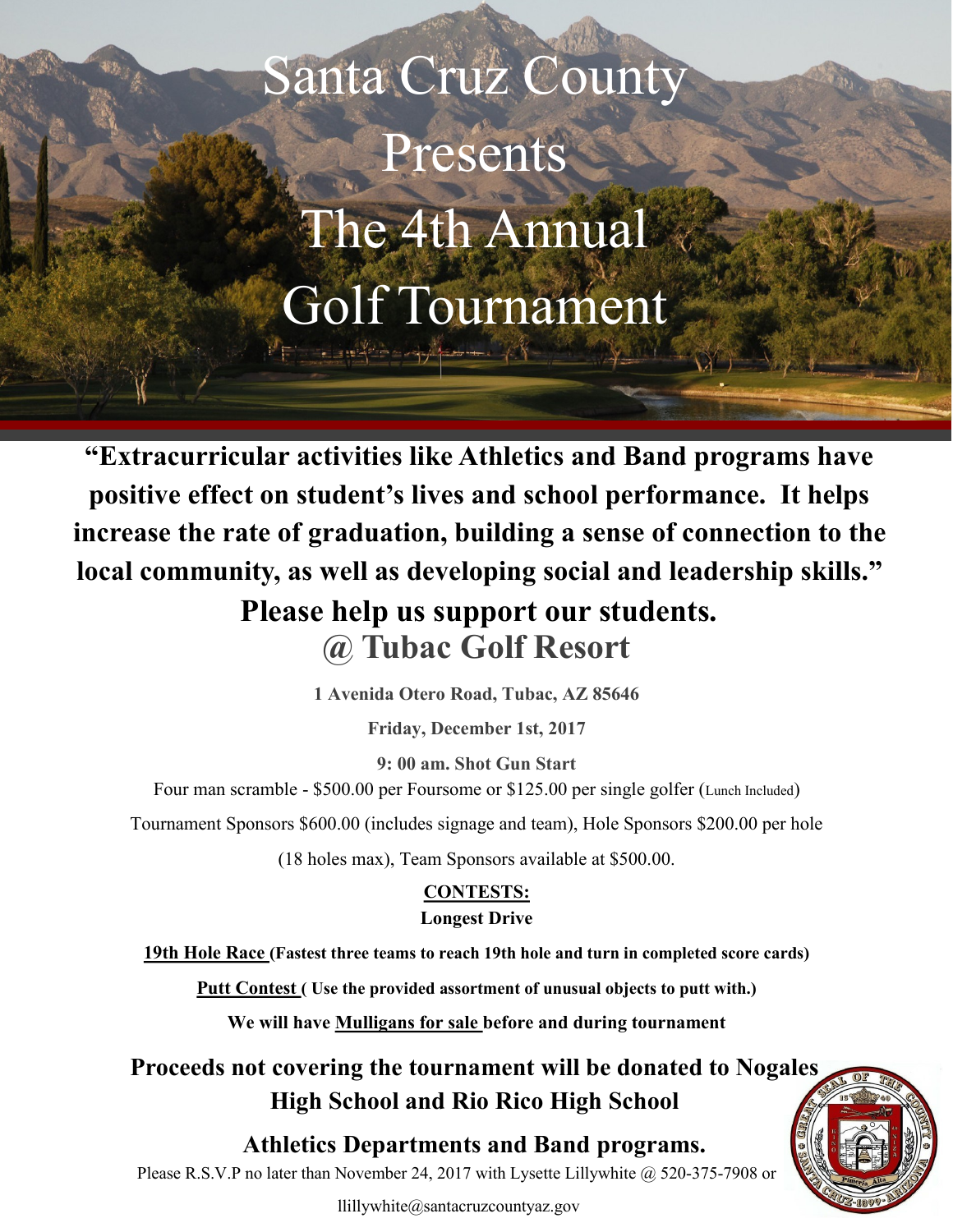# Santa Cruz County Presents The 4th Annual Golf Tournament

**"Extracurricular activities like Athletics and Band programs have positive effect on student's lives and school performance. It helps increase the rate of graduation, building a sense of connection to the local community, as well as developing social and leadership skills."**

## Please help us support our students.

## @ Tubac Golf Resort

**1 Avenida Otero Road, Tubac, AZ 85646**

**Friday, December 1st, 2017**

**9: 00 am. Shot Gun Start**

Four man scramble - $500.00 per Foursome or $125.00 per single golfer (Lunch Included)

Tournament Sponsors $600.00 (includes signage and team), Hole Sponsors $200.00 per hole (18 holes max), Team Sponsors available at $500.00.

**CONTESTS:**

**Longest Drive**

**19th Hole Race (Fastest three teams to reach 19th hole and turn in completed score cards)**

**Putt Contest ( Use the provided assortment of unusual objects to putt with.)**

**We will have Mulligans for sale before and during tournament**

**Proceeds not covering the tournament will be donated to Nogales High School and Rio Rico High School**

**Athletics Departments and Band programs.**

Please R.S.V.P no later than November 24, 2017 with Lysette Lillywhite @ 520-375-7908 or llillywhite@santacruzcountyaz.gov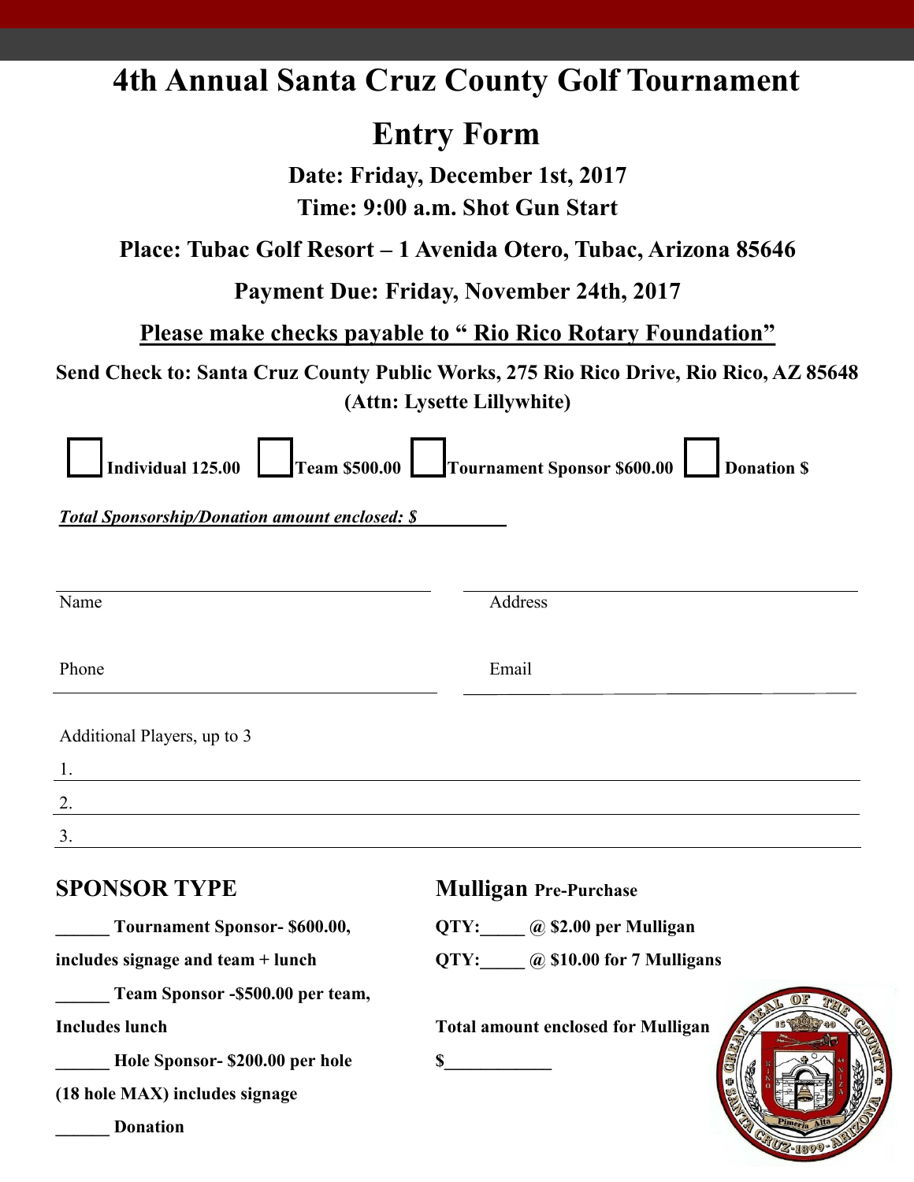# 4th Annual Santa Cruz County Golf Tournament

# Entry Form

**Date: Friday, December 1st, 2017**

**Time: 9:00 a.m. Shot Gun Start**

**Place: Tubac Golf Resort – 1 Avenida Otero, Tubac, Arizona 85646**

**Payment Due: Friday, November 24th, 2017**

**<u>Please make checks payable to " Rio Rico Rotary Foundation"</u>**

**Send Check to: Santa Cruz County Public Works, 275 Rio Rico Drive, Rio Rico, AZ 85648 (Attn: Lysette Lillywhite)**

☐ **Individual 125.00** ☐ **Team $500.00** ☐ **Tournament Sponsor $600.00** ☐ **Donation $**

***Total Sponsorship/Donation amount enclosed: $*** __________

Name ______________________________ Address ______________________________

Phone ______________________________ Email ______________________________

Additional Players, up to 3

1. ______________________________
2. ______________________________
3. ______________________________

## SPONSOR TYPE

**______ Tournament Sponsor- $600.00, includes signage and team + lunch**

**______ Team Sponsor -$500.00 per team, Includes lunch**

**______ Hole Sponsor- $200.00 per hole (18 hole MAX) includes signage**

**______ Donation**

## Mulligan Pre-Purchase

**QTY:_____ @ $2.00 per Mulligan**

**QTY:_____ @ $10.00 for 7 Mulligans**

**Total amount enclosed for Mulligan**

**$____________**